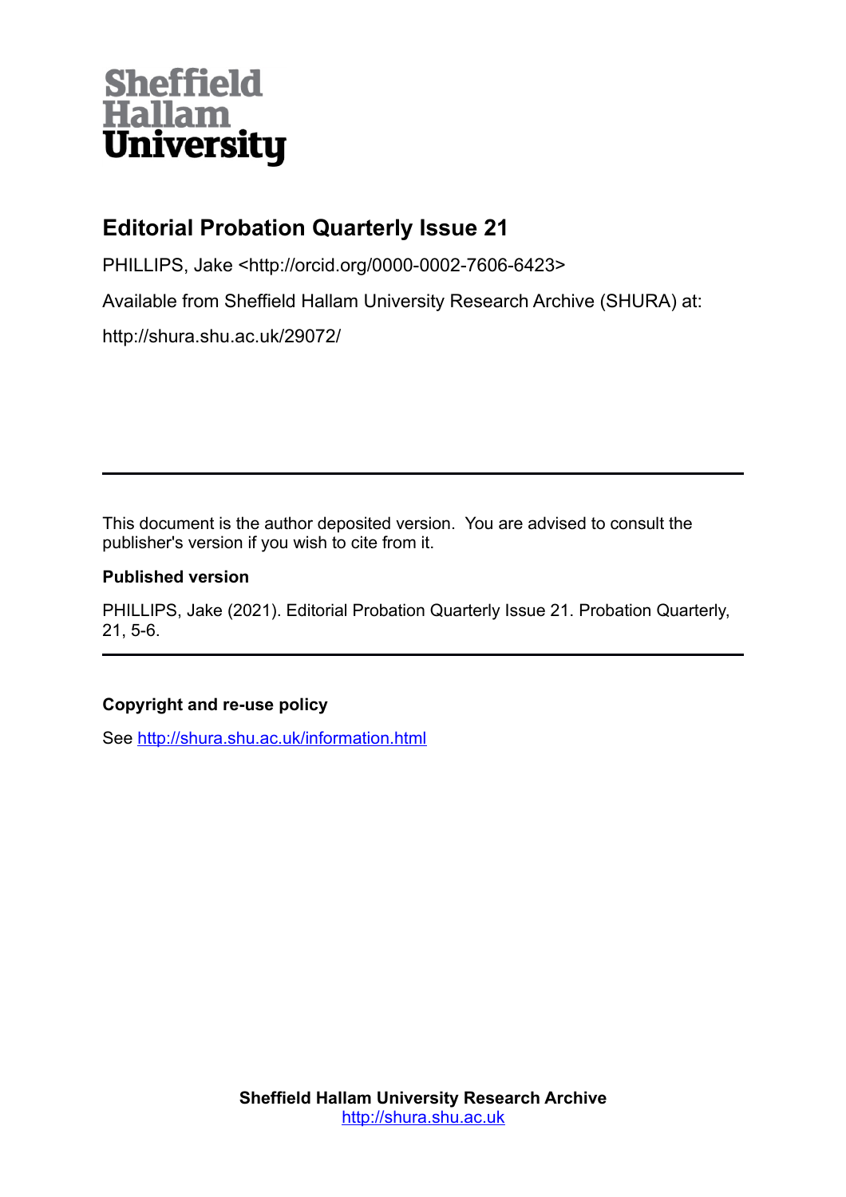Sheffield Hallam University

# Editorial Probation Quarterly Issue 21

PHILLIPS, Jake <http://orcid.org/0000-0002-7606-6423>

Available from Sheffield Hallam University Research Archive (SHURA) at:

http://shura.shu.ac.uk/29072/

---

This document is the author deposited version. You are advised to consult the publisher's version if you wish to cite from it.

**Published version**

PHILLIPS, Jake (2021). Editorial Probation Quarterly Issue 21. Probation Quarterly, 21, 5-6.

---

**Copyright and re-use policy**

See http://shura.shu.ac.uk/information.html

**Sheffield Hallam University Research Archive**
http://shura.shu.ac.uk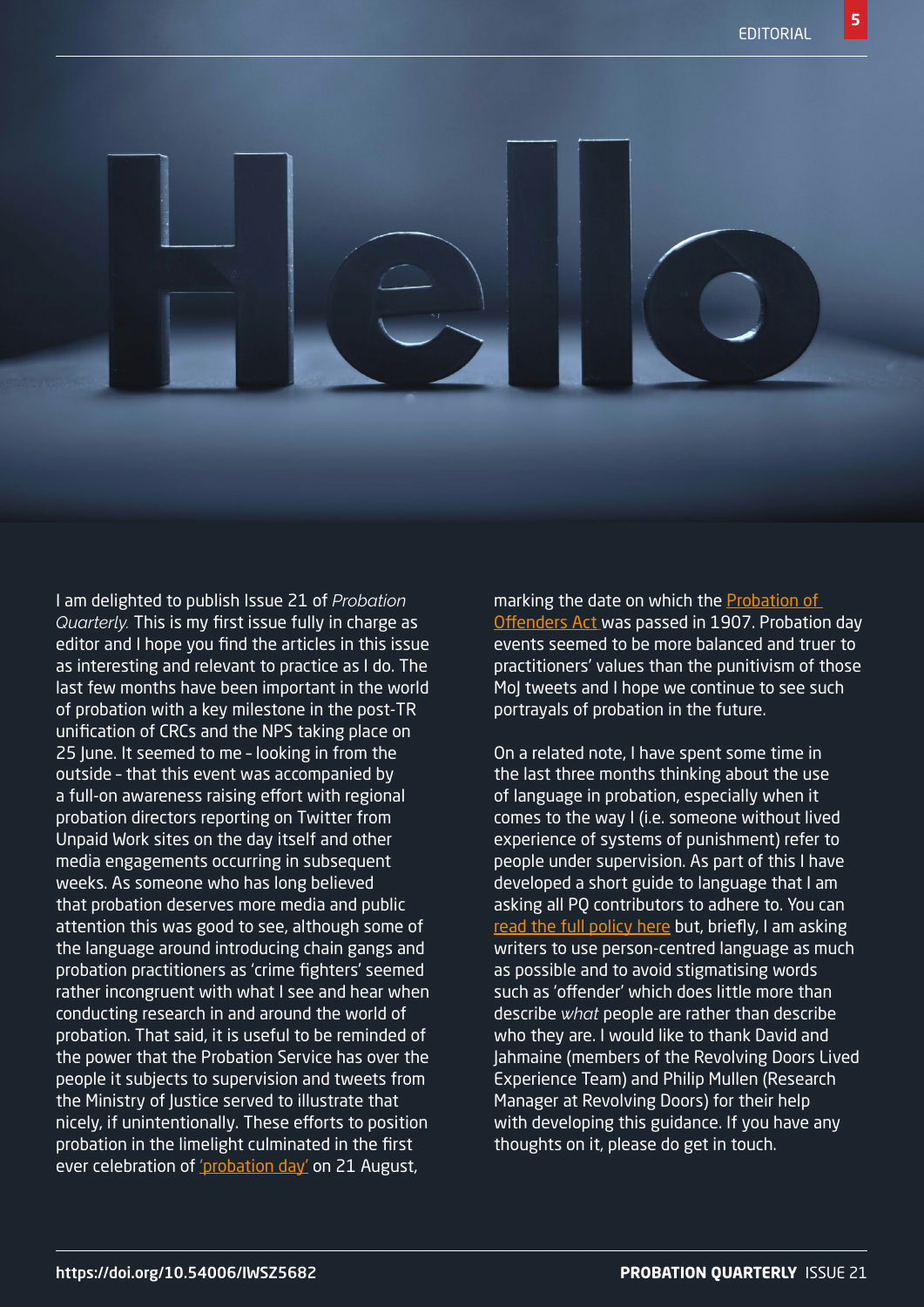# Hello

I am delighted to publish Issue 21 of *Probation Quarterly.* This is my first issue fully in charge as editor and I hope you find the articles in this issue as interesting and relevant to practice as I do. The last few months have been important in the world of probation with a key milestone in the post-TR unification of CRCs and the NPS taking place on 25 June. It seemed to me – looking in from the outside – that this event was accompanied by a full-on awareness raising effort with regional probation directors reporting on Twitter from Unpaid Work sites on the day itself and other media engagements occurring in subsequent weeks. As someone who has long believed that probation deserves more media and public attention this was good to see, although some of the language around introducing chain gangs and probation practitioners as 'crime fighters' seemed rather incongruent with what I see and hear when conducting research in and around the world of probation. That said, it is useful to be reminded of the power that the Probation Service has over the people it subjects to supervision and tweets from the Ministry of Justice served to illustrate that nicely, if unintentionally. These efforts to position probation in the limelight culminated in the first ever celebration of 'probation day' on 21 August, marking the date on which the Probation of Offenders Act was passed in 1907. Probation day events seemed to be more balanced and truer to practitioners' values than the punitivism of those MoJ tweets and I hope we continue to see such portrayals of probation in the future.

On a related note, I have spent some time in the last three months thinking about the use of language in probation, especially when it comes to the way I (i.e. someone without lived experience of systems of punishment) refer to people under supervision. As part of this I have developed a short guide to language that I am asking all PQ contributors to adhere to. You can read the full policy here but, briefly, I am asking writers to use person-centred language as much as possible and to avoid stigmatising words such as 'offender' which does little more than describe *what* people are rather than describe who they are. I would like to thank David and Jahmaine (members of the Revolving Doors Lived Experience Team) and Philip Mullen (Research Manager at Revolving Doors) for their help with developing this guidance. If you have any thoughts on it, please do get in touch.

https://doi.org/10.54006/IWSZ5682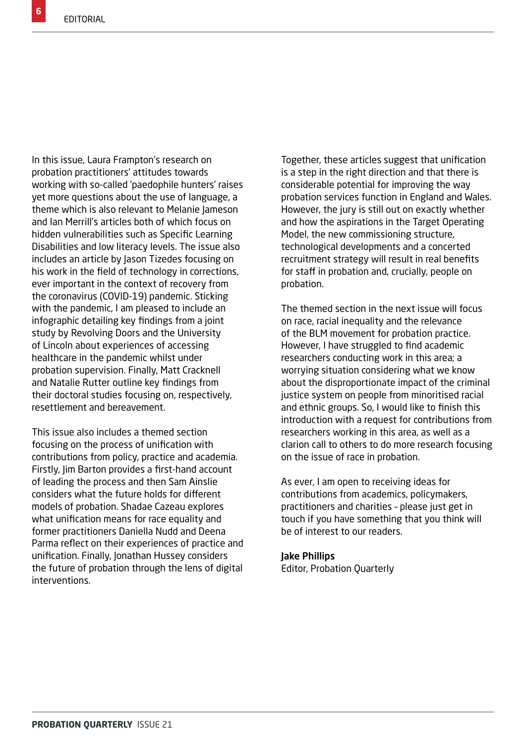In this issue, Laura Frampton's research on probation practitioners' attitudes towards working with so-called 'paedophile hunters' raises yet more questions about the use of language, a theme which is also relevant to Melanie Jameson and Ian Merrill's articles both of which focus on hidden vulnerabilities such as Specific Learning Disabilities and low literacy levels. The issue also includes an article by Jason Tizedes focusing on his work in the field of technology in corrections, ever important in the context of recovery from the coronavirus (COVID-19) pandemic. Sticking with the pandemic, I am pleased to include an infographic detailing key findings from a joint study by Revolving Doors and the University of Lincoln about experiences of accessing healthcare in the pandemic whilst under probation supervision. Finally, Matt Cracknell and Natalie Rutter outline key findings from their doctoral studies focusing on, respectively, resettlement and bereavement.

This issue also includes a themed section focusing on the process of unification with contributions from policy, practice and academia. Firstly, Jim Barton provides a first-hand account of leading the process and then Sam Ainslie considers what the future holds for different models of probation. Shadae Cazeau explores what unification means for race equality and former practitioners Daniella Nudd and Deena Parma reflect on their experiences of practice and unification. Finally, Jonathan Hussey considers the future of probation through the lens of digital interventions.

Together, these articles suggest that unification is a step in the right direction and that there is considerable potential for improving the way probation services function in England and Wales. However, the jury is still out on exactly whether and how the aspirations in the Target Operating Model, the new commissioning structure, technological developments and a concerted recruitment strategy will result in real benefits for staff in probation and, crucially, people on probation.

The themed section in the next issue will focus on race, racial inequality and the relevance of the BLM movement for probation practice. However, I have struggled to find academic researchers conducting work in this area; a worrying situation considering what we know about the disproportionate impact of the criminal justice system on people from minoritised racial and ethnic groups. So, I would like to finish this introduction with a request for contributions from researchers working in this area, as well as a clarion call to others to do more research focusing on the issue of race in probation.

As ever, I am open to receiving ideas for contributions from academics, policymakers, practitioners and charities – please just get in touch if you have something that you think will be of interest to our readers.

**Jake Phillips**
Editor, Probation Quarterly